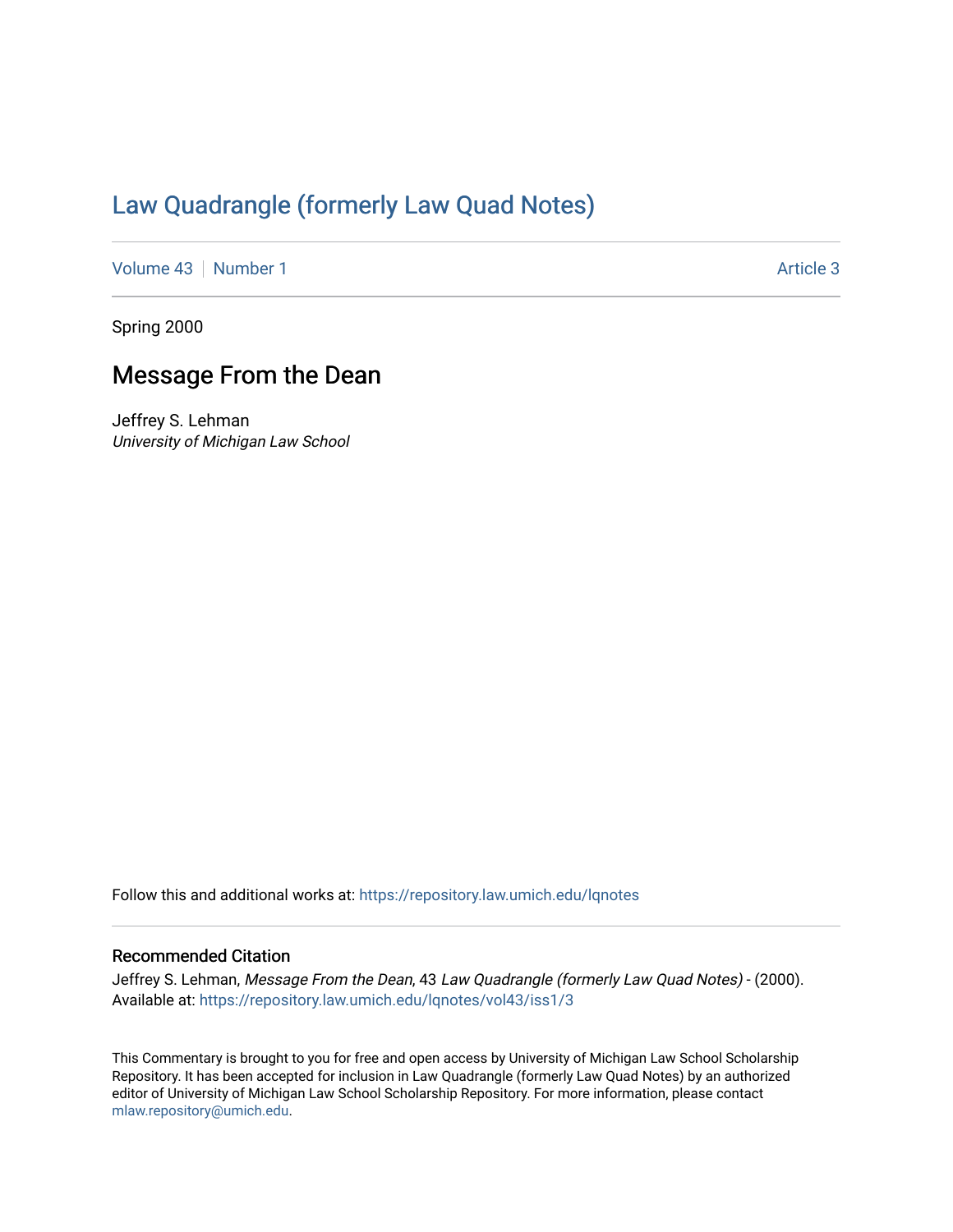# Law Quadrangle (formerly Law Quad Notes)

Volume 43 | Number 1 | Article 3

Spring 2000

## Message From the Dean

Jeffrey S. Lehman
*University of Michigan Law School*

Follow this and additional works at: https://repository.law.umich.edu/lqnotes

### Recommended Citation

Jeffrey S. Lehman, *Message From the Dean*, 43 *Law Quadrangle (formerly Law Quad Notes)* - (2000).
Available at: https://repository.law.umich.edu/lqnotes/vol43/iss1/3

This Commentary is brought to you for free and open access by University of Michigan Law School Scholarship Repository. It has been accepted for inclusion in Law Quadrangle (formerly Law Quad Notes) by an authorized editor of University of Michigan Law School Scholarship Repository. For more information, please contact mlaw.repository@umich.edu.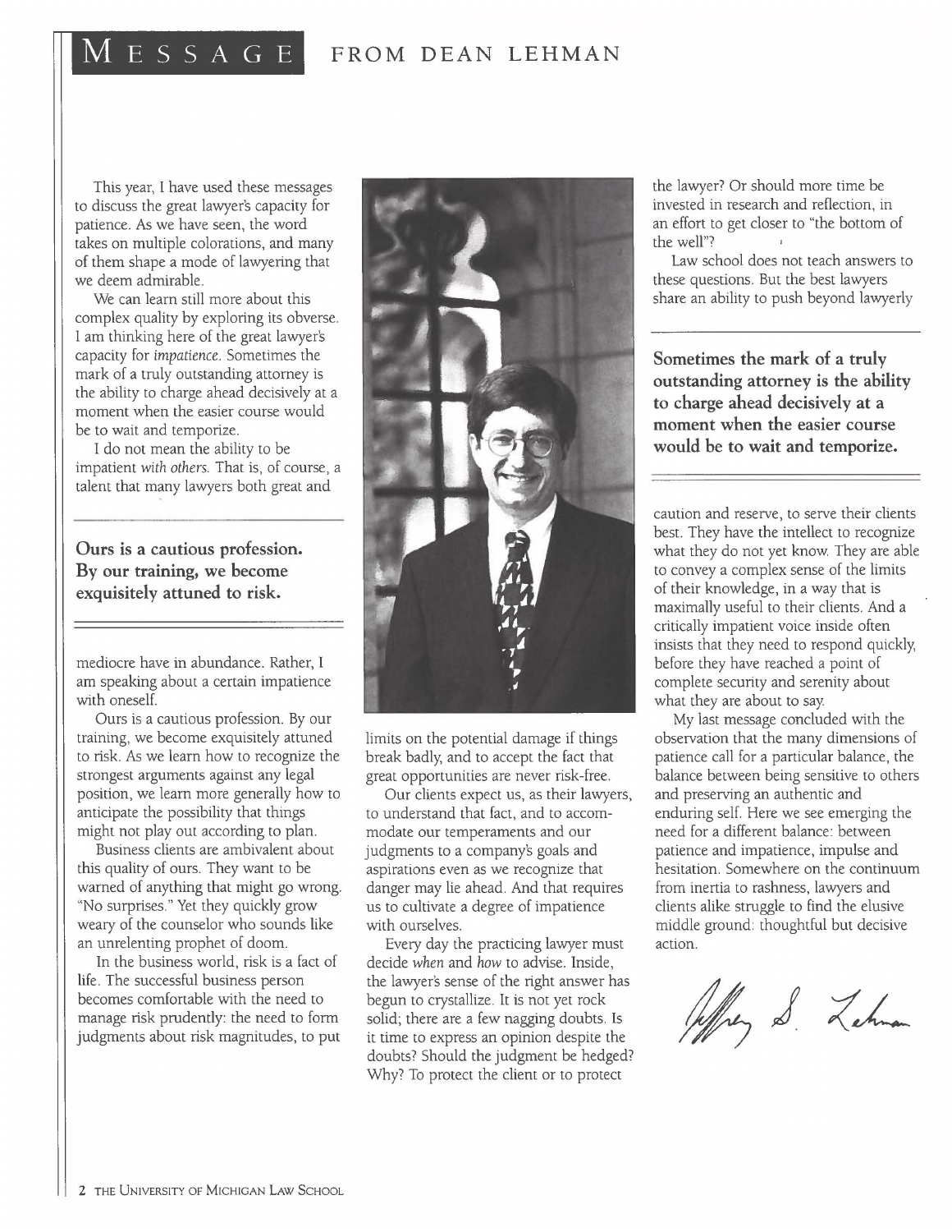# MESSAGE FROM DEAN LEHMAN

This year, I have used these messages to discuss the great lawyer's capacity for patience. As we have seen, the word takes on multiple colorations, and many of them shape a mode of lawyering that we deem admirable.

We can learn still more about this complex quality by exploring its obverse. I am thinking here of the great lawyer's capacity for *impatience*. Sometimes the mark of a truly outstanding attorney is the ability to charge ahead decisively at a moment when the easier course would be to wait and temporize.

I do not mean the ability to be impatient *with others*. That is, of course, a talent that many lawyers both great and mediocre have in abundance. Rather, I am speaking about a certain impatience with oneself.

**Ours is a cautious profession. By our training, we become exquisitely attuned to risk.**

Ours is a cautious profession. By our training, we become exquisitely attuned to risk. As we learn how to recognize the strongest arguments against any legal position, we learn more generally how to anticipate the possibility that things might not play out according to plan.

Business clients are ambivalent about this quality of ours. They want to be warned of anything that might go wrong. "No surprises." Yet they quickly grow weary of the counselor who sounds like an unrelenting prophet of doom.

In the business world, risk is a fact of life. The successful business person becomes comfortable with the need to manage risk prudently: the need to form judgments about risk magnitudes, to put limits on the potential damage if things break badly, and to accept the fact that great opportunities are never risk-free.

Our clients expect us, as their lawyers, to understand that fact, and to accommodate our temperaments and our judgments to a company's goals and aspirations even as we recognize that danger may lie ahead. And that requires us to cultivate a degree of impatience with ourselves.

Every day the practicing lawyer must decide *when* and *how* to advise. Inside, the lawyer's sense of the right answer has begun to crystallize. It is not yet rock solid; there are a few nagging doubts. Is it time to express an opinion despite the doubts? Should the judgment be hedged? Why? To protect the client or to protect the lawyer? Or should more time be invested in research and reflection, in an effort to get closer to "the bottom of the well"?

Law school does not teach answers to these questions. But the best lawyers share an ability to push beyond lawyerly caution and reserve, to serve their clients best. They have the intellect to recognize what they do not yet know. They are able to convey a complex sense of the limits of their knowledge, in a way that is maximally useful to their clients. And a critically impatient voice inside often insists that they need to respond quickly, before they have reached a point of complete security and serenity about what they are about to say.

**Sometimes the mark of a truly outstanding attorney is the ability to charge ahead decisively at a moment when the easier course would be to wait and temporize.**

My last message concluded with the observation that the many dimensions of patience call for a particular balance, the balance between being sensitive to others and preserving an authentic and enduring self. Here we see emerging the need for a different balance: between patience and impatience, impulse and hesitation. Somewhere on the continuum from inertia to rashness, lawyers and clients alike struggle to find the elusive middle ground: thoughtful but decisive action.

Jeffrey S. Lehman